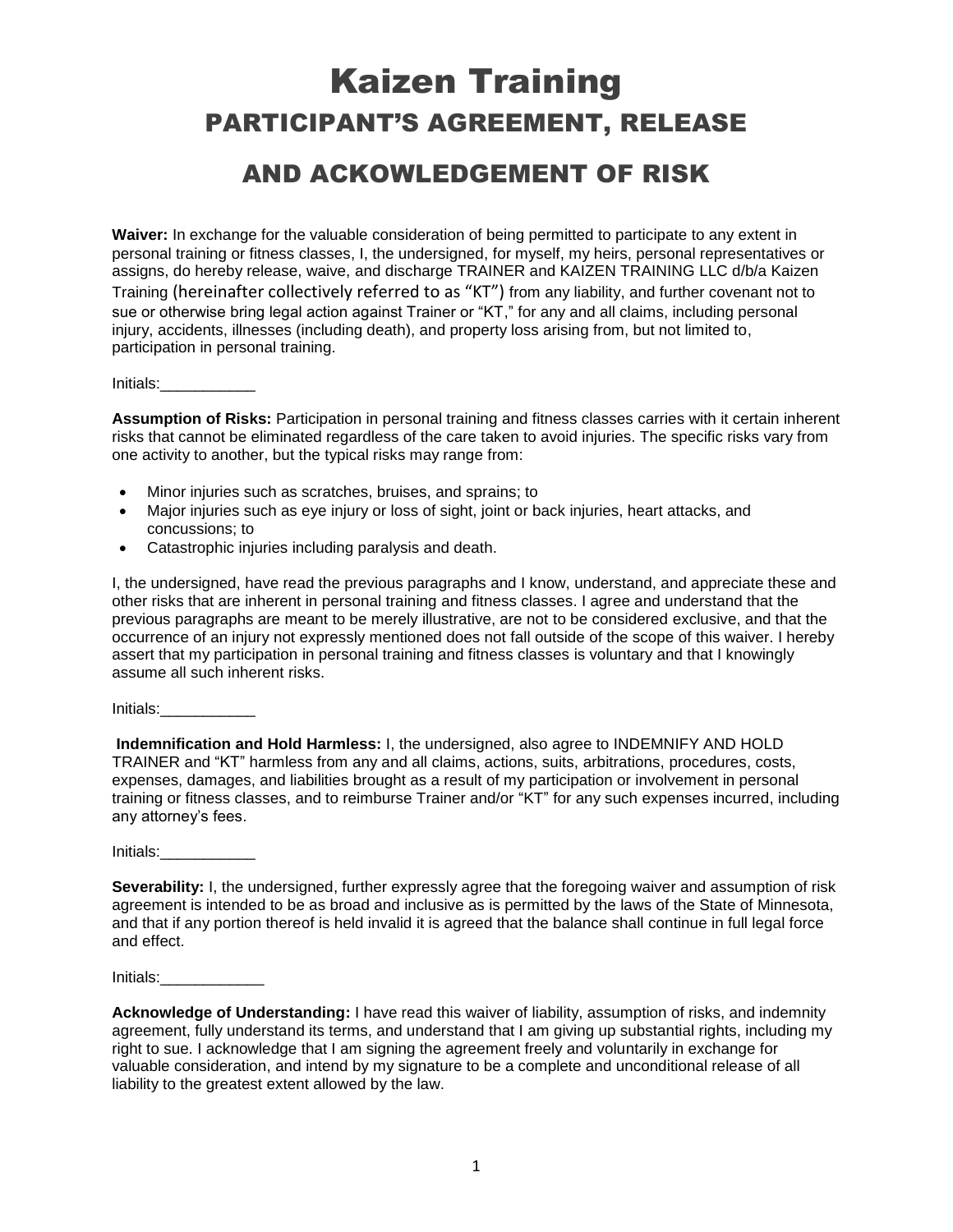# Kaizen Training

## PARTICIPANT'S AGREEMENT, RELEASE

## AND ACKOWLEDGEMENT OF RISK

**Waiver:** In exchange for the valuable consideration of being permitted to participate to any extent in personal training or fitness classes, I, the undersigned, for myself, my heirs, personal representatives or assigns, do hereby release, waive, and discharge TRAINER and KAIZEN TRAINING LLC d/b/a Kaizen Training (hereinafter collectively referred to as "KT") from any liability, and further covenant not to sue or otherwise bring legal action against Trainer or "KT," for any and all claims, including personal injury, accidents, illnesses (including death), and property loss arising from, but not limited to, participation in personal training.

Initials:___________

**Assumption of Risks:** Participation in personal training and fitness classes carries with it certain inherent risks that cannot be eliminated regardless of the care taken to avoid injuries. The specific risks vary from one activity to another, but the typical risks may range from:

- Minor injuries such as scratches, bruises, and sprains; to
- Major injuries such as eye injury or loss of sight, joint or back injuries, heart attacks, and concussions; to
- Catastrophic injuries including paralysis and death.

I, the undersigned, have read the previous paragraphs and I know, understand, and appreciate these and other risks that are inherent in personal training and fitness classes. I agree and understand that the previous paragraphs are meant to be merely illustrative, are not to be considered exclusive, and that the occurrence of an injury not expressly mentioned does not fall outside of the scope of this waiver. I hereby assert that my participation in personal training and fitness classes is voluntary and that I knowingly assume all such inherent risks.

Initials:___________

**Indemnification and Hold Harmless:** I, the undersigned, also agree to INDEMNIFY AND HOLD TRAINER and "KT" harmless from any and all claims, actions, suits, arbitrations, procedures, costs, expenses, damages, and liabilities brought as a result of my participation or involvement in personal training or fitness classes, and to reimburse Trainer and/or "KT" for any such expenses incurred, including any attorney's fees.

Initials:___________

**Severability:** I, the undersigned, further expressly agree that the foregoing waiver and assumption of risk agreement is intended to be as broad and inclusive as is permitted by the laws of the State of Minnesota, and that if any portion thereof is held invalid it is agreed that the balance shall continue in full legal force and effect.

Initials:____________

**Acknowledge of Understanding:** I have read this waiver of liability, assumption of risks, and indemnity agreement, fully understand its terms, and understand that I am giving up substantial rights, including my right to sue. I acknowledge that I am signing the agreement freely and voluntarily in exchange for valuable consideration, and intend by my signature to be a complete and unconditional release of all liability to the greatest extent allowed by the law.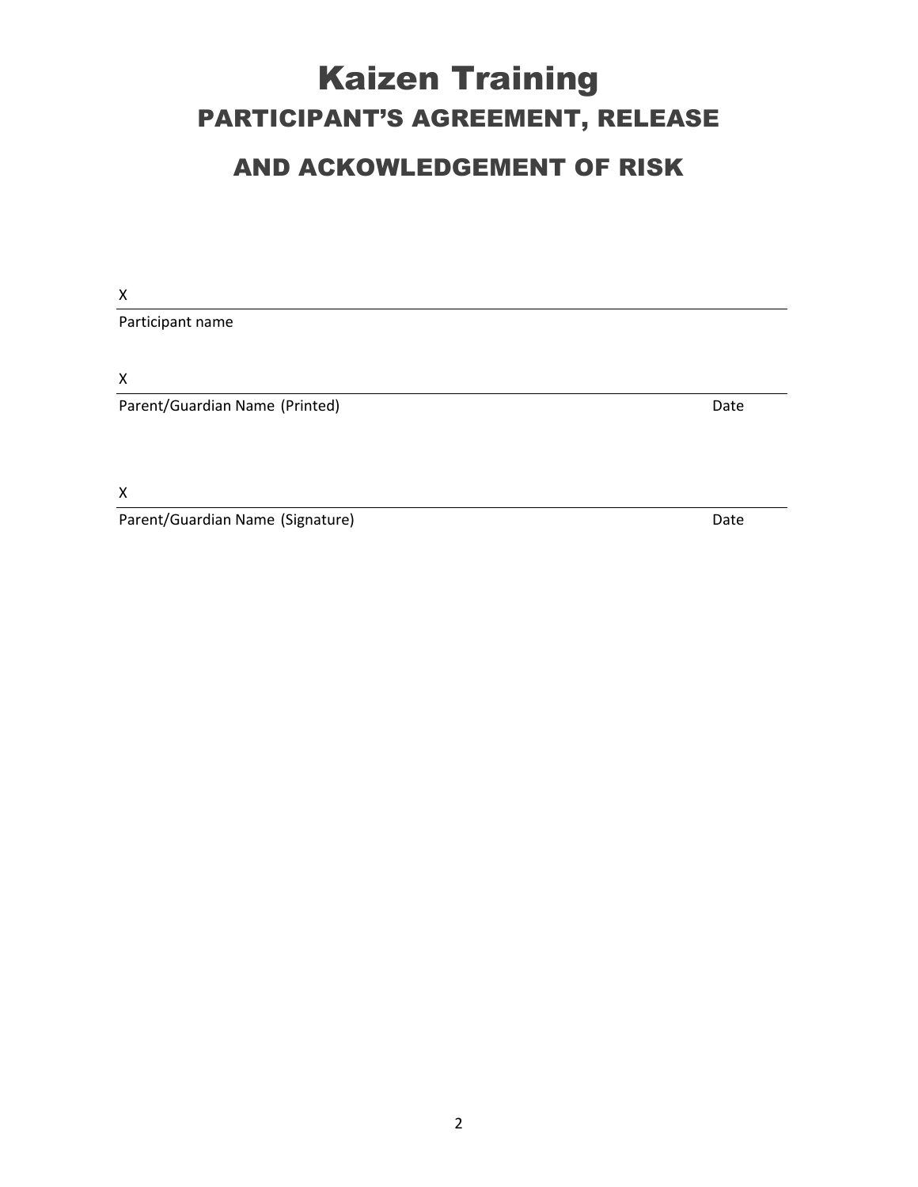# Kaizen Training

## PARTICIPANT'S AGREEMENT, RELEASE

## AND ACKOWLEDGEMENT OF RISK

X

Participant name

X

Parent/Guardian Name (Printed) Date

X

Parent/Guardian Name (Signature) Date